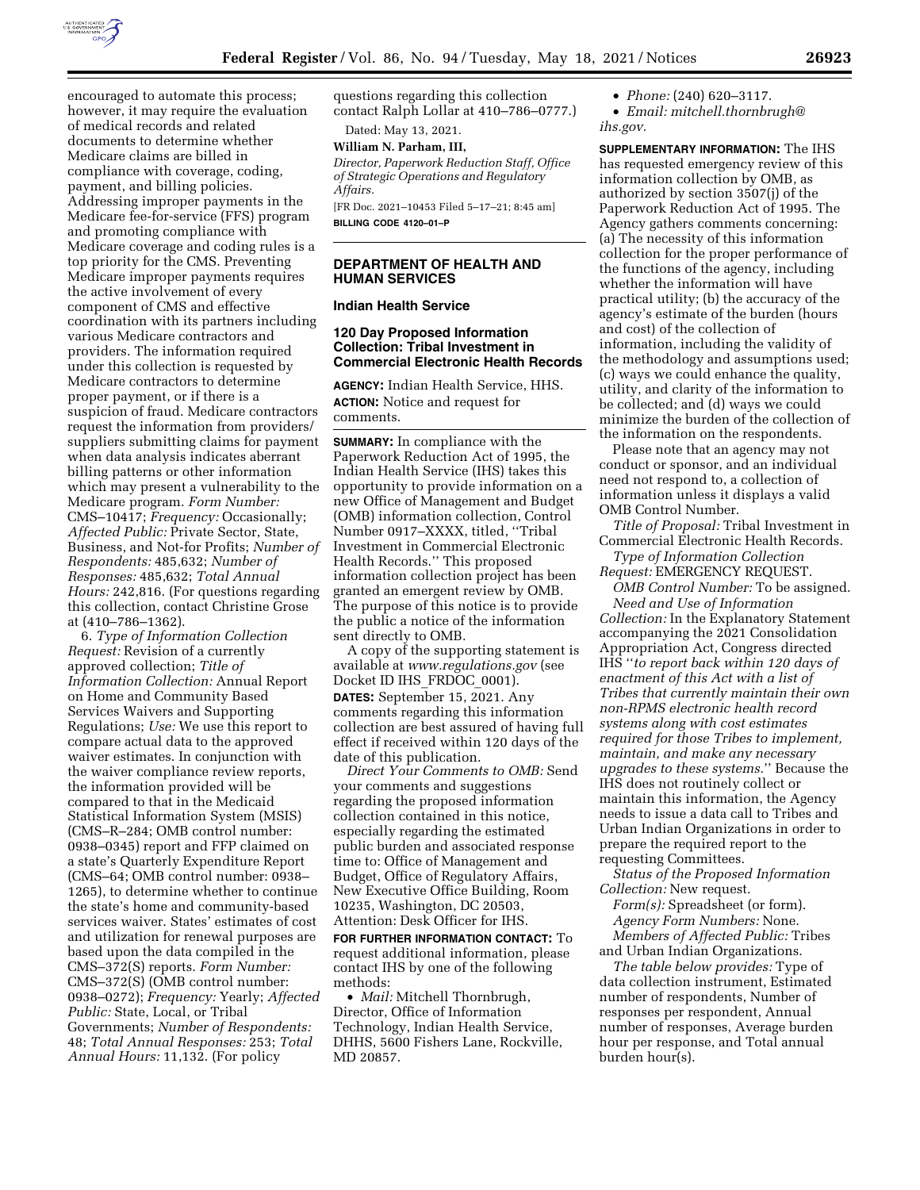encouraged to automate this process; however, it may require the evaluation of medical records and related documents to determine whether Medicare claims are billed in compliance with coverage, coding, payment, and billing policies. Addressing improper payments in the Medicare fee-for-service (FFS) program and promoting compliance with Medicare coverage and coding rules is a top priority for the CMS. Preventing Medicare improper payments requires the active involvement of every component of CMS and effective coordination with its partners including various Medicare contractors and providers. The information required under this collection is requested by Medicare contractors to determine proper payment, or if there is a suspicion of fraud. Medicare contractors request the information from providers/suppliers submitting claims for payment when data analysis indicates aberrant billing patterns or other information which may present a vulnerability to the Medicare program. *Form Number:* CMS–10417; *Frequency:* Occasionally; *Affected Public:* Private Sector, State, Business, and Not-for Profits; *Number of Respondents:* 485,632; *Number of Responses:* 485,632; *Total Annual Hours:* 242,816. (For questions regarding this collection, contact Christine Grose at (410–786–1362).

6. *Type of Information Collection Request:* Revision of a currently approved collection; *Title of Information Collection:* Annual Report on Home and Community Based Services Waivers and Supporting Regulations; *Use:* We use this report to compare actual data to the approved waiver estimates. In conjunction with the waiver compliance review reports, the information provided will be compared to that in the Medicaid Statistical Information System (MSIS) (CMS–R–284; OMB control number: 0938–0345) report and FFP claimed on a state's Quarterly Expenditure Report (CMS–64; OMB control number: 0938–1265), to determine whether to continue the state's home and community-based services waiver. States' estimates of cost and utilization for renewal purposes are based upon the data compiled in the CMS–372(S) reports. *Form Number:* CMS–372(S) (OMB control number: 0938–0272); *Frequency:* Yearly; *Affected Public:* State, Local, or Tribal Governments; *Number of Respondents:* 48; *Total Annual Responses:* 253; *Total Annual Hours:* 11,132. (For policy questions regarding this collection contact Ralph Lollar at 410–786–0777.)

Dated: May 13, 2021.

**William N. Parham, III,**

*Director, Paperwork Reduction Staff, Office of Strategic Operations and Regulatory Affairs.*

[FR Doc. 2021–10453 Filed 5–17–21; 8:45 am]

**BILLING CODE 4120–01–P**

## DEPARTMENT OF HEALTH AND HUMAN SERVICES

### Indian Health Service

### 120 Day Proposed Information Collection: Tribal Investment in Commercial Electronic Health Records

**AGENCY:** Indian Health Service, HHS.

**ACTION:** Notice and request for comments.

**SUMMARY:** In compliance with the Paperwork Reduction Act of 1995, the Indian Health Service (IHS) takes this opportunity to provide information on a new Office of Management and Budget (OMB) information collection, Control Number 0917–XXXX, titled, ''Tribal Investment in Commercial Electronic Health Records.'' This proposed information collection project has been granted an emergent review by OMB. The purpose of this notice is to provide the public a notice of the information sent directly to OMB.

A copy of the supporting statement is available at *www.regulations.gov* (see Docket ID IHS_FRDOC_0001).

**DATES:** September 15, 2021. Any comments regarding this information collection are best assured of having full effect if received within 120 days of the date of this publication.

*Direct Your Comments to OMB:* Send your comments and suggestions regarding the proposed information collection contained in this notice, especially regarding the estimated public burden and associated response time to: Office of Management and Budget, Office of Regulatory Affairs, New Executive Office Building, Room 10235, Washington, DC 20503, Attention: Desk Officer for IHS.

**FOR FURTHER INFORMATION CONTACT:** To request additional information, please contact IHS by one of the following methods:

- *Mail:* Mitchell Thornbrugh, Director, Office of Information Technology, Indian Health Service, DHHS, 5600 Fishers Lane, Rockville, MD 20857.
- *Phone:* (240) 620–3117.
- *Email: mitchell.thornbrugh@ihs.gov.*

**SUPPLEMENTARY INFORMATION:** The IHS has requested emergency review of this information collection by OMB, as authorized by section 3507(j) of the Paperwork Reduction Act of 1995. The Agency gathers comments concerning: (a) The necessity of this information collection for the proper performance of the functions of the agency, including whether the information will have practical utility; (b) the accuracy of the agency's estimate of the burden (hours and cost) of the collection of information, including the validity of the methodology and assumptions used; (c) ways we could enhance the quality, utility, and clarity of the information to be collected; and (d) ways we could minimize the burden of the collection of the information on the respondents.

Please note that an agency may not conduct or sponsor, and an individual need not respond to, a collection of information unless it displays a valid OMB Control Number.

*Title of Proposal:* Tribal Investment in Commercial Electronic Health Records.

*Type of Information Collection Request:* EMERGENCY REQUEST.

*OMB Control Number:* To be assigned.

*Need and Use of Information Collection:* In the Explanatory Statement accompanying the 2021 Consolidation Appropriation Act, Congress directed IHS ''*to report back within 120 days of enactment of this Act with a list of Tribes that currently maintain their own non-RPMS electronic health record systems along with cost estimates required for those Tribes to implement, maintain, and make any necessary upgrades to these systems.*'' Because the IHS does not routinely collect or maintain this information, the Agency needs to issue a data call to Tribes and Urban Indian Organizations in order to prepare the required report to the requesting Committees.

*Status of the Proposed Information Collection:* New request.

*Form(s):* Spreadsheet (or form).

*Agency Form Numbers:* None.

*Members of Affected Public:* Tribes and Urban Indian Organizations.

*The table below provides:* Type of data collection instrument, Estimated number of respondents, Number of responses per respondent, Annual number of responses, Average burden hour per response, and Total annual burden hour(s).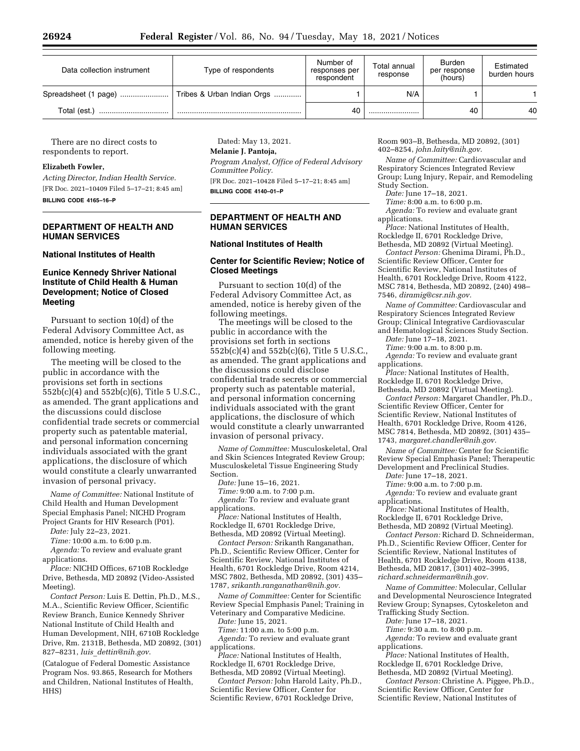| Data collection instrument | Type of respondents | Number of responses per respondent | Total annual response | Burden per response (hours) | Estimated burden hours |
|---|---|---|---|---|---|
| Spreadsheet (1 page) ....................... | Tribes & Urban Indian Orgs ............ | 1 | N/A | 1 | 1 |
| Total (est.) ................................ | .......................................................... | 40 | ....................... | 40 | 40 |

There are no direct costs to respondents to report.

**Elizabeth Fowler,**

*Acting Director, Indian Health Service.*

[FR Doc. 2021–10409 Filed 5–17–21; 8:45 am]

**BILLING CODE 4165–16–P**

## DEPARTMENT OF HEALTH AND HUMAN SERVICES

### National Institutes of Health

### Eunice Kennedy Shriver National Institute of Child Health & Human Development; Notice of Closed Meeting

Pursuant to section 10(d) of the Federal Advisory Committee Act, as amended, notice is hereby given of the following meeting.

The meeting will be closed to the public in accordance with the provisions set forth in sections 552b(c)(4) and 552b(c)(6), Title 5 U.S.C., as amended. The grant applications and the discussions could disclose confidential trade secrets or commercial property such as patentable material, and personal information concerning individuals associated with the grant applications, the disclosure of which would constitute a clearly unwarranted invasion of personal privacy.

*Name of Committee:* National Institute of Child Health and Human Development Special Emphasis Panel; NICHD Program Project Grants for HIV Research (P01).

*Date:* July 22–23, 2021.

*Time:* 10:00 a.m. to 6:00 p.m.

*Agenda:* To review and evaluate grant applications.

*Place:* NICHD Offices, 6710B Rockledge Drive, Bethesda, MD 20892 (Video-Assisted Meeting).

*Contact Person:* Luis E. Dettin, Ph.D., M.S., M.A., Scientific Review Officer, Scientific Review Branch, Eunice Kennedy Shriver National Institute of Child Health and Human Development, NIH, 6710B Rockledge Drive, Rm. 2131B, Bethesda, MD 20892, (301) 827–8231, *luis_dettin@nih.gov*.

(Catalogue of Federal Domestic Assistance Program Nos. 93.865, Research for Mothers and Children, National Institutes of Health, HHS)

Dated: May 13, 2021.

**Melanie J. Pantoja,**

*Program Analyst, Office of Federal Advisory Committee Policy.*

[FR Doc. 2021–10428 Filed 5–17–21; 8:45 am]

**BILLING CODE 4140–01–P**

## DEPARTMENT OF HEALTH AND HUMAN SERVICES

### National Institutes of Health

### Center for Scientific Review; Notice of Closed Meetings

Pursuant to section 10(d) of the Federal Advisory Committee Act, as amended, notice is hereby given of the following meetings.

The meetings will be closed to the public in accordance with the provisions set forth in sections 552b(c)(4) and 552b(c)(6), Title 5 U.S.C., as amended. The grant applications and the discussions could disclose confidential trade secrets or commercial property such as patentable material, and personal information concerning individuals associated with the grant applications, the disclosure of which would constitute a clearly unwarranted invasion of personal privacy.

*Name of Committee:* Musculoskeletal, Oral and Skin Sciences Integrated Review Group; Musculoskeletal Tissue Engineering Study Section.

*Date:* June 15–16, 2021.

*Time:* 9:00 a.m. to 7:00 p.m.

*Agenda:* To review and evaluate grant applications.

*Place:* National Institutes of Health, Rockledge II, 6701 Rockledge Drive, Bethesda, MD 20892 (Virtual Meeting).

*Contact Person:* Srikanth Ranganathan, Ph.D., Scientific Review Officer, Center for Scientific Review, National Institutes of Health, 6701 Rockledge Drive, Room 4214, MSC 7802, Bethesda, MD 20892, (301) 435–1787, *srikanth.ranganathan@nih.gov*.

*Name of Committee:* Center for Scientific Review Special Emphasis Panel; Training in Veterinary and Comparative Medicine.

*Date:* June 15, 2021.

*Time:* 11:00 a.m. to 5:00 p.m.

*Agenda:* To review and evaluate grant applications.

*Place:* National Institutes of Health, Rockledge II, 6701 Rockledge Drive, Bethesda, MD 20892 (Virtual Meeting).

*Contact Person:* John Harold Laity, Ph.D., Scientific Review Officer, Center for Scientific Review, 6701 Rockledge Drive, Room 903–B, Bethesda, MD 20892, (301) 402–8254, *john.laity@nih.gov*.

*Name of Committee:* Cardiovascular and Respiratory Sciences Integrated Review Group; Lung Injury, Repair, and Remodeling Study Section.

*Date:* June 17–18, 2021.

*Time:* 8:00 a.m. to 6:00 p.m.

*Agenda:* To review and evaluate grant applications.

*Place:* National Institutes of Health, Rockledge II, 6701 Rockledge Drive, Bethesda, MD 20892 (Virtual Meeting).

*Contact Person:* Ghenima Dirami, Ph.D., Scientific Review Officer, Center for Scientific Review, National Institutes of Health, 6701 Rockledge Drive, Room 4122, MSC 7814, Bethesda, MD 20892, (240) 498–7546, *diramig@csr.nih.gov*.

*Name of Committee:* Cardiovascular and Respiratory Sciences Integrated Review Group; Clinical Integrative Cardiovascular and Hematological Sciences Study Section.

*Date:* June 17–18, 2021.

*Time:* 9:00 a.m. to 8:00 p.m.

*Agenda:* To review and evaluate grant applications.

*Place:* National Institutes of Health, Rockledge II, 6701 Rockledge Drive, Bethesda, MD 20892 (Virtual Meeting).

*Contact Person:* Margaret Chandler, Ph.D., Scientific Review Officer, Center for Scientific Review, National Institutes of Health, 6701 Rockledge Drive, Room 4126, MSC 7814, Bethesda, MD 20892, (301) 435–1743, *margaret.chandler@nih.gov*.

*Name of Committee:* Center for Scientific Review Special Emphasis Panel; Therapeutic Development and Preclinical Studies.

*Date:* June 17–18, 2021.

*Time:* 9:00 a.m. to 7:00 p.m.

*Agenda:* To review and evaluate grant applications.

*Place:* National Institutes of Health, Rockledge II, 6701 Rockledge Drive, Bethesda, MD 20892 (Virtual Meeting).

*Contact Person:* Richard D. Schneiderman, Ph.D., Scientific Review Officer, Center for Scientific Review, National Institutes of Health, 6701 Rockledge Drive, Room 4138, Bethesda, MD 20817, (301) 402–3995, *richard.schneiderman@nih.gov*.

*Name of Committee:* Molecular, Cellular and Developmental Neuroscience Integrated Review Group; Synapses, Cytoskeleton and Trafficking Study Section.

*Date:* June 17–18, 2021.

*Time:* 9:30 a.m. to 8:00 p.m.

*Agenda:* To review and evaluate grant applications.

*Place:* National Institutes of Health, Rockledge II, 6701 Rockledge Drive, Bethesda, MD 20892 (Virtual Meeting).

*Contact Person:* Christine A. Piggee, Ph.D., Scientific Review Officer, Center for Scientific Review, National Institutes of